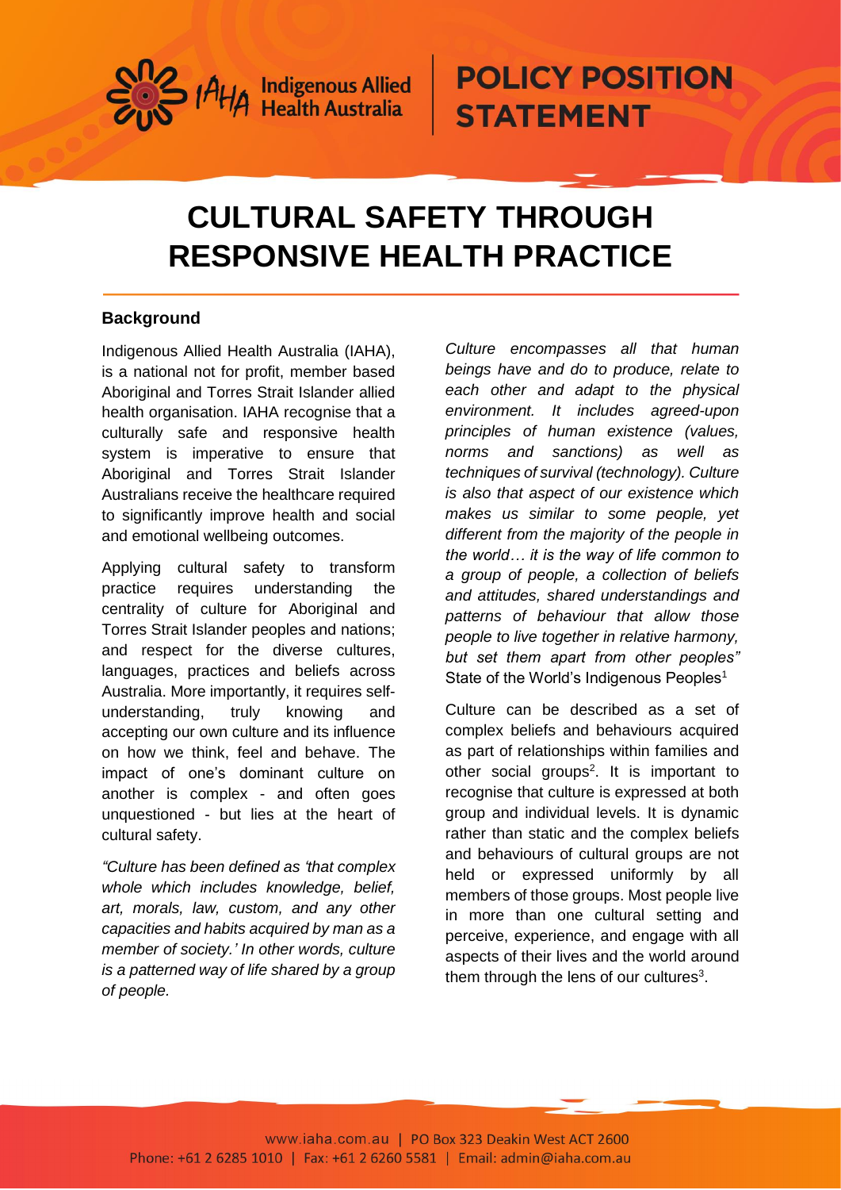# POLICY POSITION STATEMENT

# CULTURAL SAFETY THROUGH RESPONSIVE HEALTH PRACTICE

## Background

Indigenous Allied Health Australia (IAHA), is a national not for profit, member based Aboriginal and Torres Strait Islander allied health organisation. IAHA recognise that a culturally safe and responsive health system is imperative to ensure that Aboriginal and Torres Strait Islander Australians receive the healthcare required to significantly improve health and social and emotional wellbeing outcomes.

Applying cultural safety to transform practice requires understanding the centrality of culture for Aboriginal and Torres Strait Islander peoples and nations; and respect for the diverse cultures, languages, practices and beliefs across Australia. More importantly, it requires self-understanding, truly knowing and accepting our own culture and its influence on how we think, feel and behave. The impact of one's dominant culture on another is complex - and often goes unquestioned - but lies at the heart of cultural safety.

*"Culture has been defined as 'that complex whole which includes knowledge, belief, art, morals, law, custom, and any other capacities and habits acquired by man as a member of society.' In other words, culture is a patterned way of life shared by a group of people.*

*Culture encompasses all that human beings have and do to produce, relate to each other and adapt to the physical environment. It includes agreed-upon principles of human existence (values, norms and sanctions) as well as techniques of survival (technology). Culture is also that aspect of our existence which makes us similar to some people, yet different from the majority of the people in the world… it is the way of life common to a group of people, a collection of beliefs and attitudes, shared understandings and patterns of behaviour that allow those people to live together in relative harmony, but set them apart from other peoples"* State of the World's Indigenous Peoples[1]

Culture can be described as a set of complex beliefs and behaviours acquired as part of relationships within families and other social groups[2]. It is important to recognise that culture is expressed at both group and individual levels. It is dynamic rather than static and the complex beliefs and behaviours of cultural groups are not held or expressed uniformly by all members of those groups. Most people live in more than one cultural setting and perceive, experience, and engage with all aspects of their lives and the world around them through the lens of our cultures[3].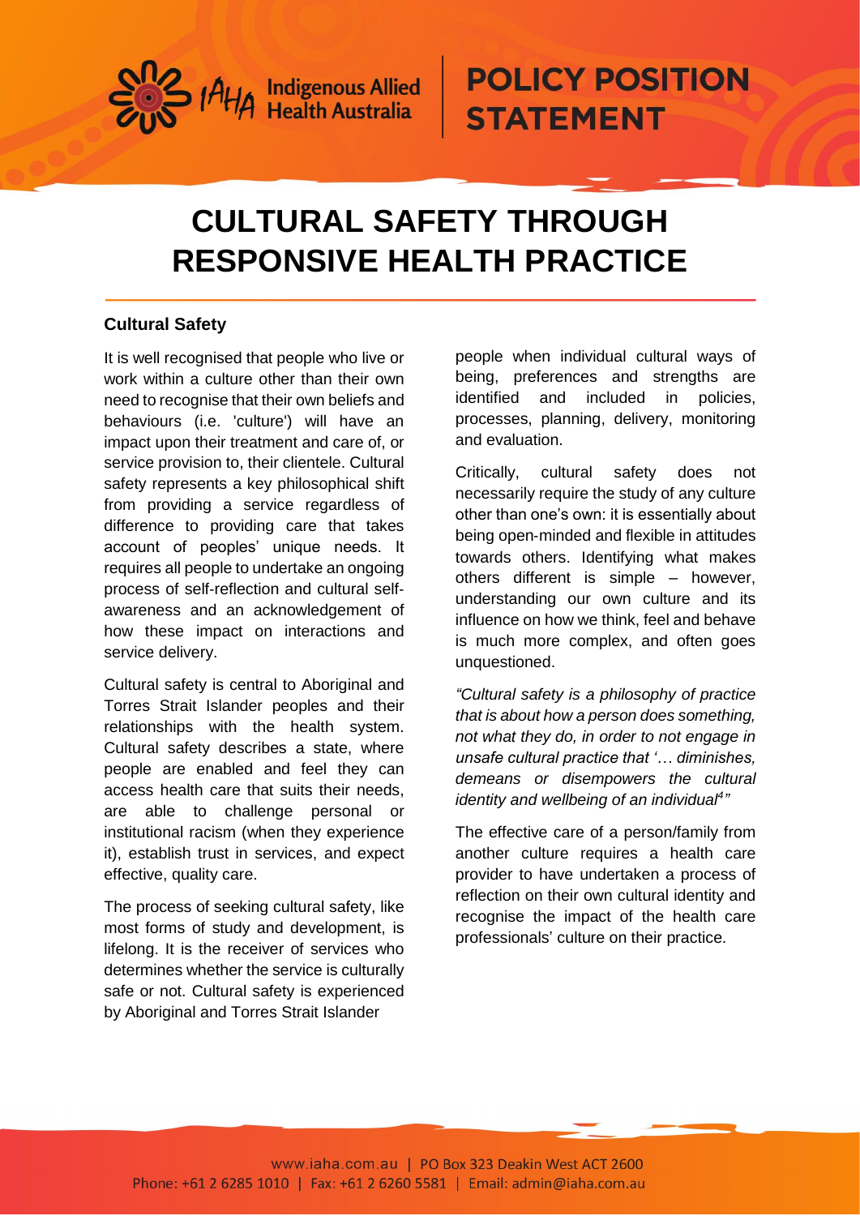# CULTURAL SAFETY THROUGH RESPONSIVE HEALTH PRACTICE

## Cultural Safety

It is well recognised that people who live or work within a culture other than their own need to recognise that their own beliefs and behaviours (i.e. 'culture') will have an impact upon their treatment and care of, or service provision to, their clientele. Cultural safety represents a key philosophical shift from providing a service regardless of difference to providing care that takes account of peoples' unique needs. It requires all people to undertake an ongoing process of self-reflection and cultural self-awareness and an acknowledgement of how these impact on interactions and service delivery.

Cultural safety is central to Aboriginal and Torres Strait Islander peoples and their relationships with the health system. Cultural safety describes a state, where people are enabled and feel they can access health care that suits their needs, are able to challenge personal or institutional racism (when they experience it), establish trust in services, and expect effective, quality care.

The process of seeking cultural safety, like most forms of study and development, is lifelong. It is the receiver of services who determines whether the service is culturally safe or not. Cultural safety is experienced by Aboriginal and Torres Strait Islander people when individual cultural ways of being, preferences and strengths are identified and included in policies, processes, planning, delivery, monitoring and evaluation.

Critically, cultural safety does not necessarily require the study of any culture other than one's own: it is essentially about being open-minded and flexible in attitudes towards others. Identifying what makes others different is simple – however, understanding our own culture and its influence on how we think, feel and behave is much more complex, and often goes unquestioned.

*"Cultural safety is a philosophy of practice that is about how a person does something, not what they do, in order to not engage in unsafe cultural practice that '… diminishes, demeans or disempowers the cultural identity and wellbeing of an individual[4]"*

The effective care of a person/family from another culture requires a health care provider to have undertaken a process of reflection on their own cultural identity and recognise the impact of the health care professionals' culture on their practice.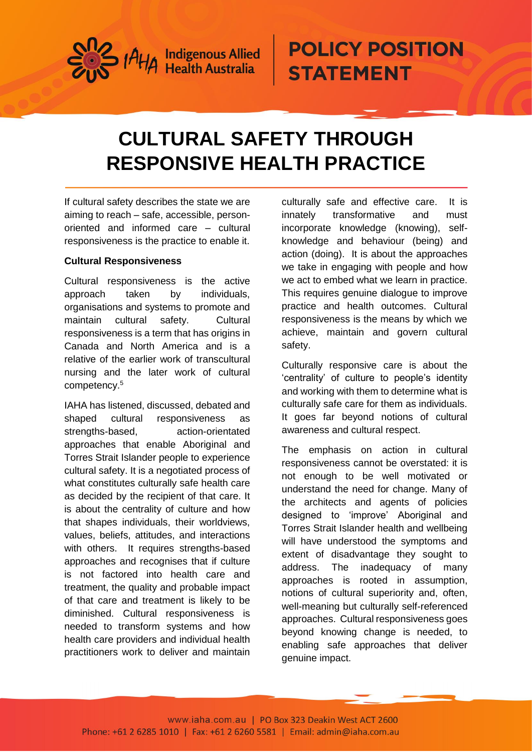# CULTURAL SAFETY THROUGH RESPONSIVE HEALTH PRACTICE

If cultural safety describes the state we are aiming to reach – safe, accessible, person-oriented and informed care – cultural responsiveness is the practice to enable it.

**Cultural Responsiveness**

Cultural responsiveness is the active approach taken by individuals, organisations and systems to promote and maintain cultural safety. Cultural responsiveness is a term that has origins in Canada and North America and is a relative of the earlier work of transcultural nursing and the later work of cultural competency.[5]

IAHA has listened, discussed, debated and shaped cultural responsiveness as strengths-based, action-orientated approaches that enable Aboriginal and Torres Strait Islander people to experience cultural safety. It is a negotiated process of what constitutes culturally safe health care as decided by the recipient of that care. It is about the centrality of culture and how that shapes individuals, their worldviews, values, beliefs, attitudes, and interactions with others. It requires strengths-based approaches and recognises that if culture is not factored into health care and treatment, the quality and probable impact of that care and treatment is likely to be diminished. Cultural responsiveness is needed to transform systems and how health care providers and individual health practitioners work to deliver and maintain culturally safe and effective care. It is innately transformative and must incorporate knowledge (knowing), self-knowledge and behaviour (being) and action (doing). It is about the approaches we take in engaging with people and how we act to embed what we learn in practice. This requires genuine dialogue to improve practice and health outcomes. Cultural responsiveness is the means by which we achieve, maintain and govern cultural safety.

Culturally responsive care is about the 'centrality' of culture to people's identity and working with them to determine what is culturally safe care for them as individuals. It goes far beyond notions of cultural awareness and cultural respect.

The emphasis on action in cultural responsiveness cannot be overstated: it is not enough to be well motivated or understand the need for change. Many of the architects and agents of policies designed to 'improve' Aboriginal and Torres Strait Islander health and wellbeing will have understood the symptoms and extent of disadvantage they sought to address. The inadequacy of many approaches is rooted in assumption, notions of cultural superiority and, often, well-meaning but culturally self-referenced approaches. Cultural responsiveness goes beyond knowing change is needed, to enabling safe approaches that deliver genuine impact.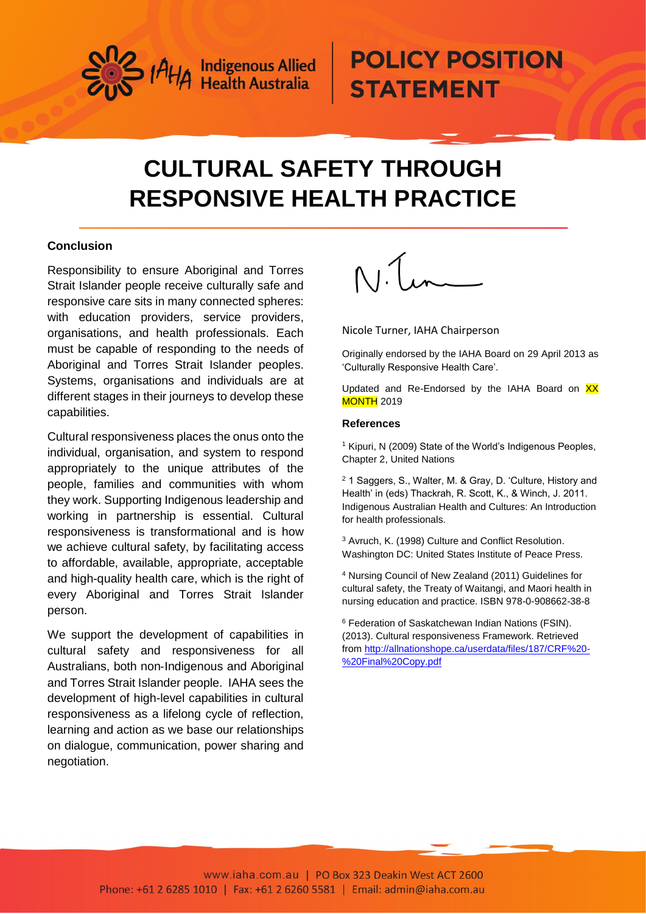# CULTURAL SAFETY THROUGH RESPONSIVE HEALTH PRACTICE

### Conclusion

Responsibility to ensure Aboriginal and Torres Strait Islander people receive culturally safe and responsive care sits in many connected spheres: with education providers, service providers, organisations, and health professionals. Each must be capable of responding to the needs of Aboriginal and Torres Strait Islander peoples. Systems, organisations and individuals are at different stages in their journeys to develop these capabilities.

Cultural responsiveness places the onus onto the individual, organisation, and system to respond appropriately to the unique attributes of the people, families and communities with whom they work. Supporting Indigenous leadership and working in partnership is essential. Cultural responsiveness is transformational and is how we achieve cultural safety, by facilitating access to affordable, available, appropriate, acceptable and high-quality health care, which is the right of every Aboriginal and Torres Strait Islander person.

We support the development of capabilities in cultural safety and responsiveness for all Australians, both non-Indigenous and Aboriginal and Torres Strait Islander people. IAHA sees the development of high-level capabilities in cultural responsiveness as a lifelong cycle of reflection, learning and action as we base our relationships on dialogue, communication, power sharing and negotiation.

Nicole Turner, IAHA Chairperson

Originally endorsed by the IAHA Board on 29 April 2013 as 'Culturally Responsive Health Care'.

Updated and Re-Endorsed by the IAHA Board on XX MONTH 2019

### References

[1] Kipuri, N (2009) State of the World's Indigenous Peoples, Chapter 2, United Nations

[2] 1 Saggers, S., Walter, M. & Gray, D. 'Culture, History and Health' in (eds) Thackrah, R. Scott, K., & Winch, J. 2011. Indigenous Australian Health and Cultures: An Introduction for health professionals.

[3] Avruch, K. (1998) Culture and Conflict Resolution. Washington DC: United States Institute of Peace Press.

[4] Nursing Council of New Zealand (2011) Guidelines for cultural safety, the Treaty of Waitangi, and Maori health in nursing education and practice. ISBN 978-0-908662-38-8

[6] Federation of Saskatchewan Indian Nations (FSIN). (2013). Cultural responsiveness Framework. Retrieved from http://allnationshope.ca/userdata/files/187/CRF%20-%20Final%20Copy.pdf